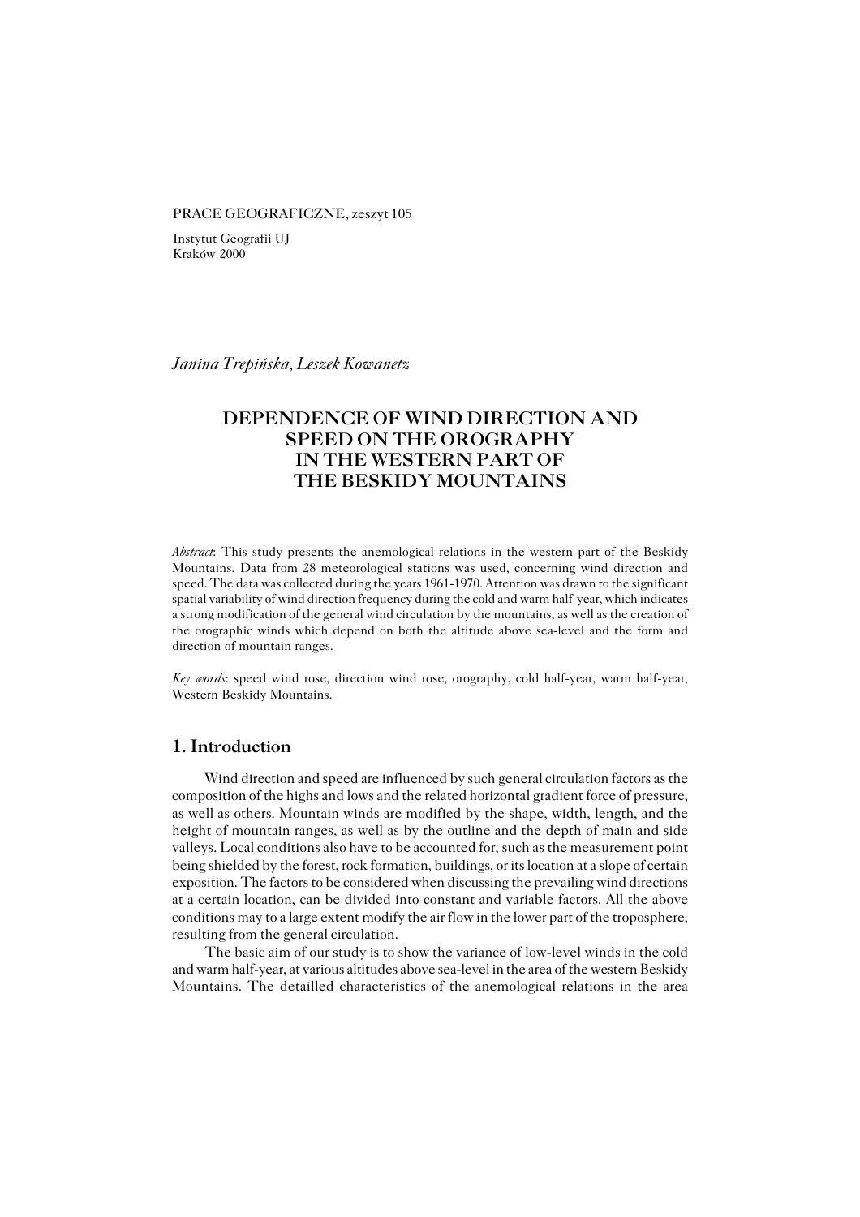PRACE GEOGRAFICZNE, zeszyt 105

Instytut Geografii UJ
Kraków 2000

*Janina Trepińska, Leszek Kowanetz*

# DEPENDENCE OF WIND DIRECTION AND SPEED ON THE OROGRAPHY IN THE WESTERN PART OF THE BESKIDY MOUNTAINS

*Abstract*: This study presents the anemological relations in the western part of the Beskidy Mountains. Data from 28 meteorological stations was used, concerning wind direction and speed. The data was collected during the years 1961-1970. Attention was drawn to the significant spatial variability of wind direction frequency during the cold and warm half-year, which indicates a strong modification of the general wind circulation by the mountains, as well as the creation of the orographic winds which depend on both the altitude above sea-level and the form and direction of mountain ranges.

*Key words*: speed wind rose, direction wind rose, orography, cold half-year, warm half-year, Western Beskidy Mountains.

## 1. Introduction

Wind direction and speed are influenced by such general circulation factors as the composition of the highs and lows and the related horizontal gradient force of pressure, as well as others. Mountain winds are modified by the shape, width, length, and the height of mountain ranges, as well as by the outline and the depth of main and side valleys. Local conditions also have to be accounted for, such as the measurement point being shielded by the forest, rock formation, buildings, or its location at a slope of certain exposition. The factors to be considered when discussing the prevailing wind directions at a certain location, can be divided into constant and variable factors. All the above conditions may to a large extent modify the air flow in the lower part of the troposphere, resulting from the general circulation.

The basic aim of our study is to show the variance of low-level winds in the cold and warm half-year, at various altitudes above sea-level in the area of the western Beskidy Mountains. The detailled characteristics of the anemological relations in the area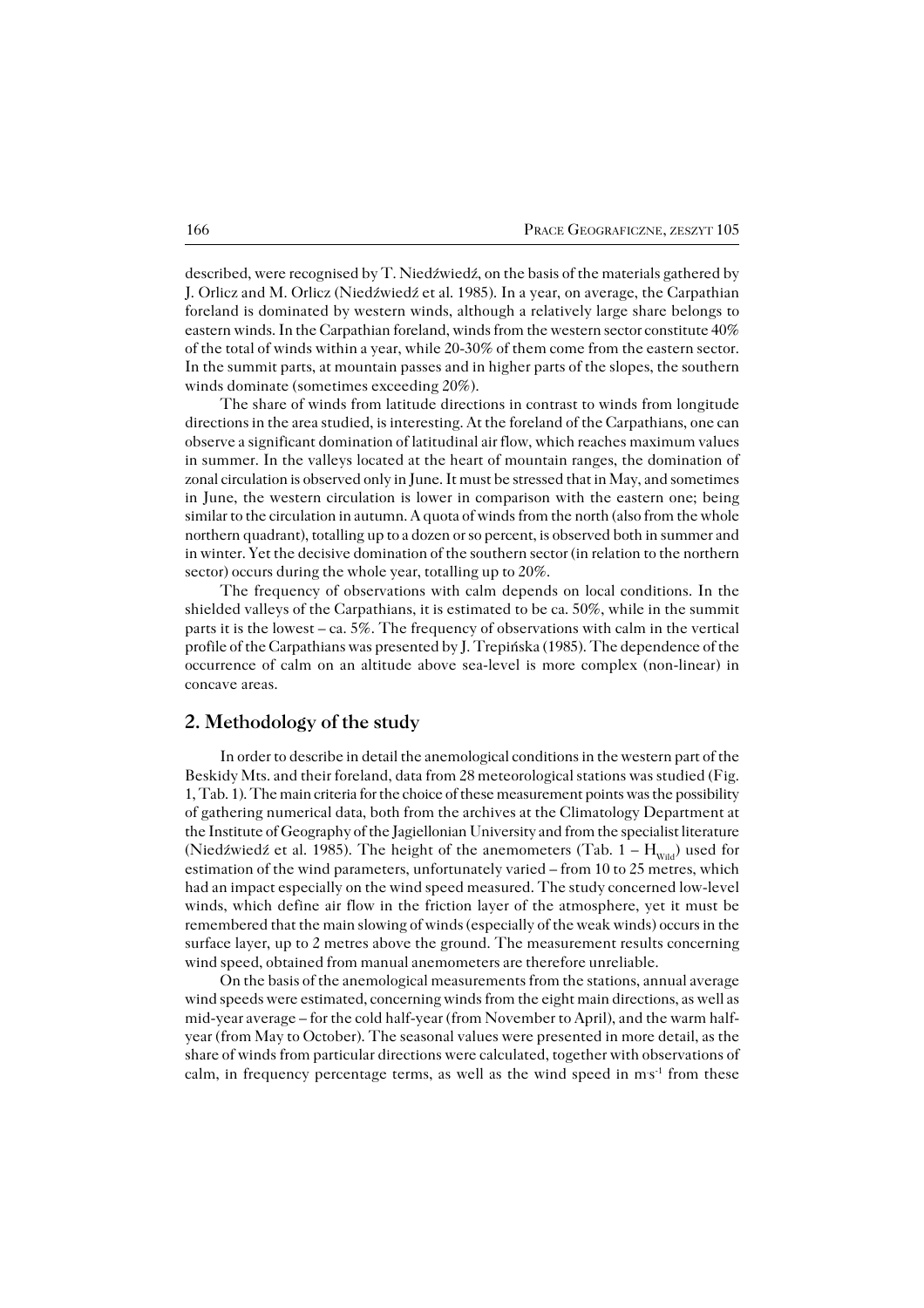described, were recognised by T. Niedźwiedź, on the basis of the materials gathered by J. Orlicz and M. Orlicz (Niedźwiedź et al. 1985). In a year, on average, the Carpathian foreland is dominated by western winds, although a relatively large share belongs to eastern winds. In the Carpathian foreland, winds from the western sector constitute 40% of the total of winds within a year, while 20-30% of them come from the eastern sector. In the summit parts, at mountain passes and in higher parts of the slopes, the southern winds dominate (sometimes exceeding 20%).

The share of winds from latitude directions in contrast to winds from longitude directions in the area studied, is interesting. At the foreland of the Carpathians, one can observe a significant domination of latitudinal air flow, which reaches maximum values in summer. In the valleys located at the heart of mountain ranges, the domination of zonal circulation is observed only in June. It must be stressed that in May, and sometimes in June, the western circulation is lower in comparison with the eastern one; being similar to the circulation in autumn. A quota of winds from the north (also from the whole northern quadrant), totalling up to a dozen or so percent, is observed both in summer and in winter. Yet the decisive domination of the southern sector (in relation to the northern sector) occurs during the whole year, totalling up to 20%.

The frequency of observations with calm depends on local conditions. In the shielded valleys of the Carpathians, it is estimated to be ca. 50%, while in the summit parts it is the lowest – ca. 5%. The frequency of observations with calm in the vertical profile of the Carpathians was presented by J. Trepińska (1985). The dependence of the occurrence of calm on an altitude above sea-level is more complex (non-linear) in concave areas.

## 2. Methodology of the study

In order to describe in detail the anemological conditions in the western part of the Beskidy Mts. and their foreland, data from 28 meteorological stations was studied (Fig. 1, Tab. 1). The main criteria for the choice of these measurement points was the possibility of gathering numerical data, both from the archives at the Climatology Department at the Institute of Geography of the Jagiellonian University and from the specialist literature (Niedźwiedź et al. 1985). The height of the anemometers (Tab. 1 – $H_{Wild}$) used for estimation of the wind parameters, unfortunately varied – from 10 to 25 metres, which had an impact especially on the wind speed measured. The study concerned low-level winds, which define air flow in the friction layer of the atmosphere, yet it must be remembered that the main slowing of winds (especially of the weak winds) occurs in the surface layer, up to 2 metres above the ground. The measurement results concerning wind speed, obtained from manual anemometers are therefore unreliable.

On the basis of the anemological measurements from the stations, annual average wind speeds were estimated, concerning winds from the eight main directions, as well as mid-year average – for the cold half-year (from November to April), and the warm half-year (from May to October). The seasonal values were presented in more detail, as the share of winds from particular directions were calculated, together with observations of calm, in frequency percentage terms, as well as the wind speed in $m \cdot s^{-1}$ from these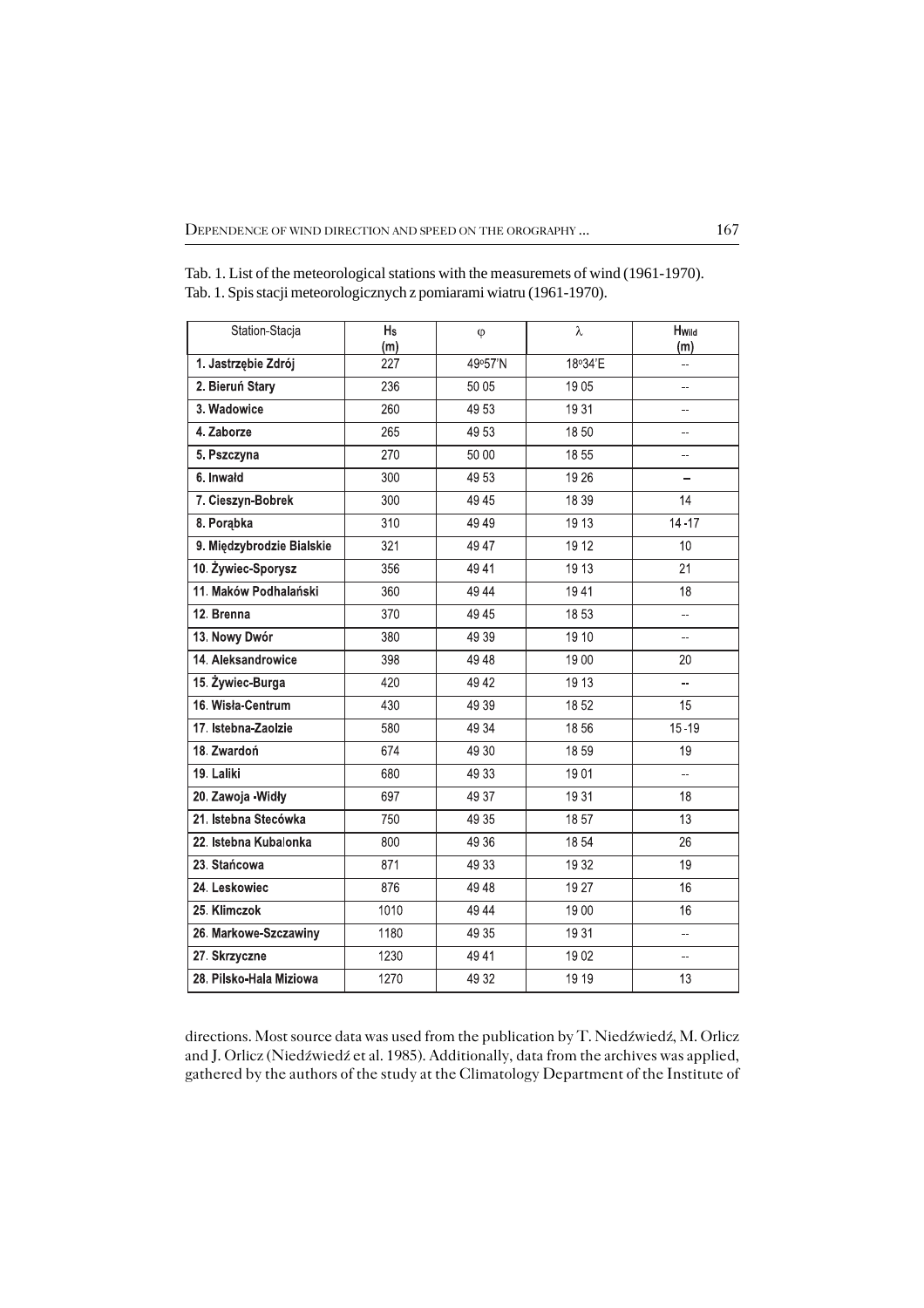Tab. 1. List of the meteorological stations with the measuremets of wind (1961-1970).
Tab. 1. Spis stacji meteorologicznych z pomiarami wiatru (1961-1970).

| Station-Stacja | $H_s$ (m) | φ | λ | $H_{Wild}$ (m) |
|---|---|---|---|---|
| **1. Jastrzębie Zdrój** | 227 | 49°57'N | 18°34'E | -- |
| **2. Bieruń Stary** | 236 | 50 05 | 19 05 | -- |
| **3. Wadowice** | 260 | 49 53 | 19 31 | -- |
| **4. Zaborze** | 265 | 49 53 | 18 50 | -- |
| **5. Pszczyna** | 270 | 50 00 | 18 55 | -- |
| **6. Inwałd** | 300 | 49 53 | 19 26 | – |
| **7. Cieszyn-Bobrek** | 300 | 49 45 | 18 39 | 14 |
| **8. Porąbka** | 310 | 49 49 | 19 13 | 14 -17 |
| **9. Międzybrodzie Bialskie** | 321 | 49 47 | 19 12 | 10 |
| **10. Żywiec-Sporysz** | 356 | 49 41 | 19 13 | 21 |
| **11. Maków Podhalański** | 360 | 49 44 | 19 41 | 18 |
| **12. Brenna** | 370 | 49 45 | 18 53 | -- |
| **13. Nowy Dwór** | 380 | 49 39 | 19 10 | -- |
| **14. Aleksandrowice** | 398 | 49 48 | 19 00 | 20 |
| **15. Żywiec-Burga** | 420 | 49 42 | 19 13 | -- |
| **16. Wisła-Centrum** | 430 | 49 39 | 18 52 | 15 |
| **17. Istebna-Zaolzie** | 580 | 49 34 | 18 56 | 15 -19 |
| **18. Zwardoń** | 674 | 49 30 | 18 59 | 19 |
| **19. Laliki** | 680 | 49 33 | 19 01 | -- |
| **20. Zawoja -Widły** | 697 | 49 37 | 19 31 | 18 |
| **21. Istebna Stecówka** | 750 | 49 35 | 18 57 | 13 |
| **22. Istebna Kubalonka** | 800 | 49 36 | 18 54 | 26 |
| **23. Stańcowa** | 871 | 49 33 | 19 32 | 19 |
| **24. Leskowiec** | 876 | 49 48 | 19 27 | 16 |
| **25. Klimczok** | 1010 | 49 44 | 19 00 | 16 |
| **26. Markowe-Szczawiny** | 1180 | 49 35 | 19 31 | -- |
| **27. Skrzyczne** | 1230 | 49 41 | 19 02 | -- |
| **28. Pilsko-Hala Miziowa** | 1270 | 49 32 | 19 19 | 13 |

directions. Most source data was used from the publication by T. Niedźwiedź, M. Orlicz and J. Orlicz (Niedźwiedź et al. 1985). Additionally, data from the archives was applied, gathered by the authors of the study at the Climatology Department of the Institute of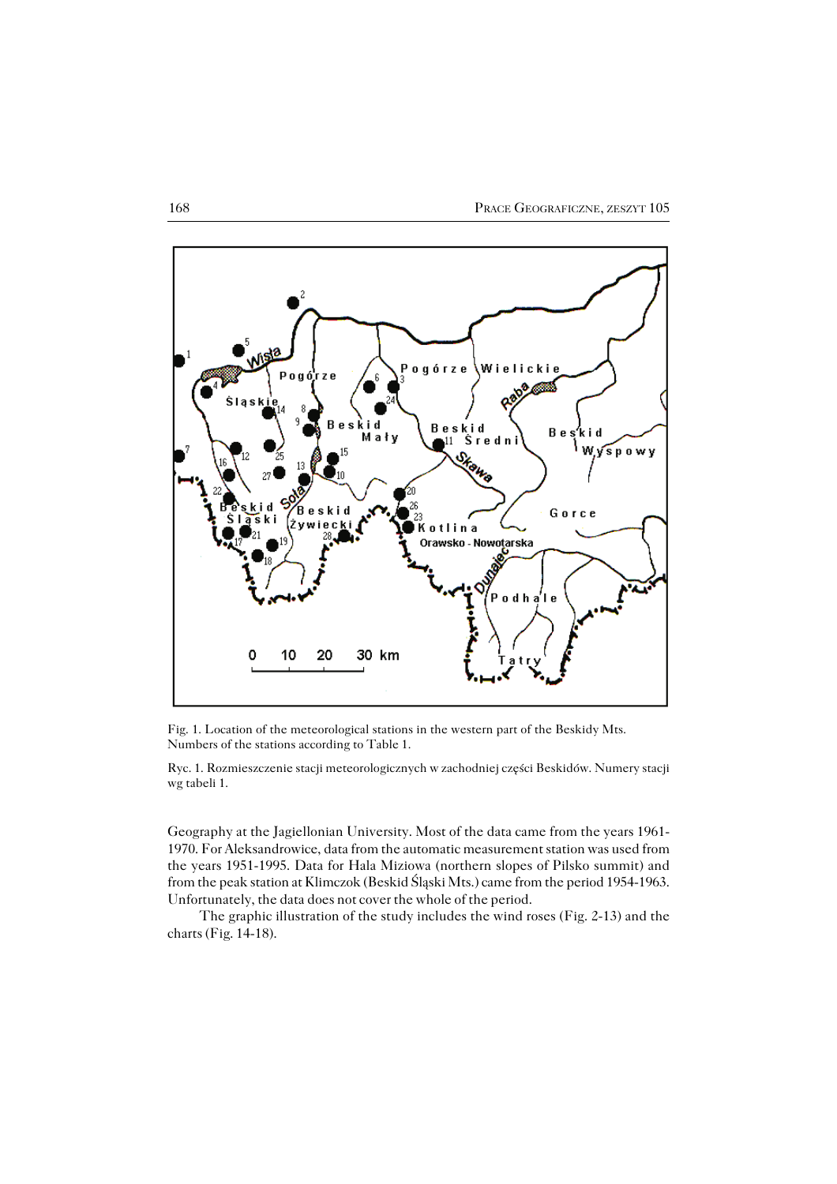Fig. 1. Location of the meteorological stations in the western part of the Beskidy Mts. Numbers of the stations according to Table 1.

Ryc. 1. Rozmieszczenie stacji meteorologicznych w zachodniej części Beskidów. Numery stacji wg tabeli 1.

Geography at the Jagiellonian University. Most of the data came from the years 1961-1970. For Aleksandrowice, data from the automatic measurement station was used from the years 1951-1995. Data for Hala Miziowa (northern slopes of Pilsko summit) and from the peak station at Klimczok (Beskid Śląski Mts.) came from the period 1954-1963. Unfortunately, the data does not cover the whole of the period.

The graphic illustration of the study includes the wind roses (Fig. 2-13) and the charts (Fig. 14-18).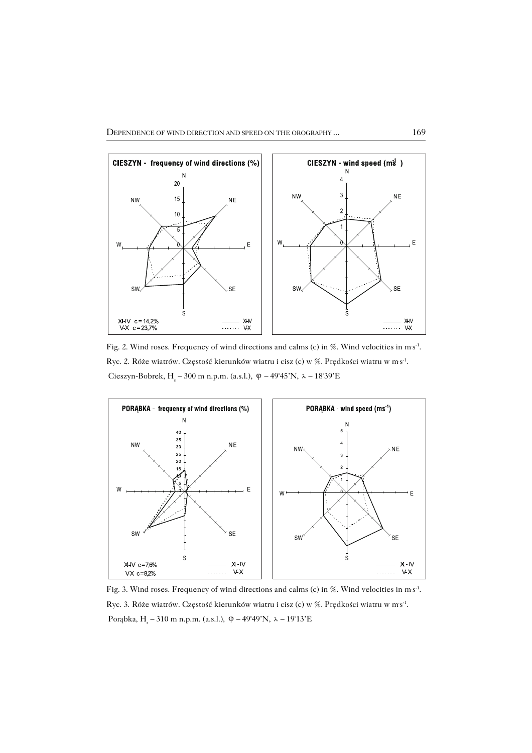CIESZYN - frequency of wind directions (%)

N
20
15
10
5
0
NW
NE
W
E
SW
SE
S

XI-IV c = 14,2%
V-X c = 23,7%

XI-IV
V-X

CIESZYN - wind speed ($ms^{-1}$)

N
4
3
2
1
0
NW
NE
W
E
SW
SE
S

XI-IV
V-X

Fig. 2. Wind roses. Frequency of wind directions and calms (c) in %. Wind velocities in $m \cdot s^{-1}$.

Ryc. 2. Róże wiatrów. Częstość kierunków wiatru i cisz (c) w %. Prędkości wiatru w $m \cdot s^{-1}$.

Cieszyn-Bobrek, $H_s$ – 300 m n.p.m. (a.s.l.), φ – 49°45'N, λ – 18°39'E

PORĄBKA - frequency of wind directions (%)

N
40
35
30
25
20
15
10
5
0
NW
NE
W
E
SW
SE
S

XI-IV c=7,6%
V-X c=8,2%

XI - IV
V-X

PORĄBKA - wind speed ($ms^{-1}$)

N
5
4
3
2
1
0
NW
NE
W
E
SW
SE
S

XI - IV
V-X

Fig. 3. Wind roses. Frequency of wind directions and calms (c) in %. Wind velocities in $m \cdot s^{-1}$.

Ryc. 3. Róże wiatrów. Częstość kierunków wiatru i cisz (c) w %. Prędkości wiatru w $m \cdot s^{-1}$.

Porąbka, $H_s$ – 310 m n.p.m. (a.s.l.), φ – 49°49'N, λ – 19°13'E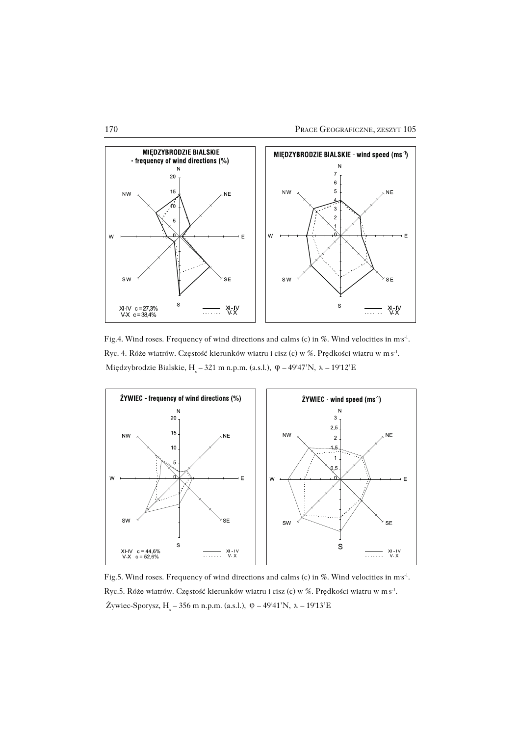MIĘDZYBRODZIE BIALSKIE - frequency of wind directions (%)

N
20
15
10
5
0
NW NE W E SW SE S

XI-IV c = 27,3%
V-X c = 38,4%

XI-IV
V-X

MIĘDZYBRODZIE BIALSKIE - wind speed (ms$^{-1}$)

N
7
6
5
4
3
2
1
0
NW NE W E SW SE S

XI-IV
V-X

Fig.4. Wind roses. Frequency of wind directions and calms (c) in %. Wind velocities in m·s$^{-1}$.

Ryc. 4. Róże wiatrów. Częstość kierunków wiatru i cisz (c) w %. Prędkości wiatru w m·s$^{-1}$.

Międzybrodzie Bialskie, $H_s$ – 321 m n.p.m. (a.s.l.), $\varphi$ – 49°47'N, $\lambda$ – 19°12'E

ŻYWIEC - frequency of wind directions (%)

N
20
15
10
5
0
NW NE W E SW SE S

XI-IV c = 44,6%
V-X c = 52,6%

XI - IV
V - X

ŻYWIEC - wind speed (ms$^{-1}$)

N
3
2,5
2
1,5
1
0,5
0
NW NE W E SW SE S

XI - IV
V - X

Fig.5. Wind roses. Frequency of wind directions and calms (c) in %. Wind velocities in m·s$^{-1}$.

Ryc.5. Róże wiatrów. Częstość kierunków wiatru i cisz (c) w %. Prędkości wiatru w m·s$^{-1}$.

Żywiec-Sporysz, $H_s$ – 356 m n.p.m. (a.s.l.), $\varphi$ – 49°41'N, $\lambda$ – 19°13'E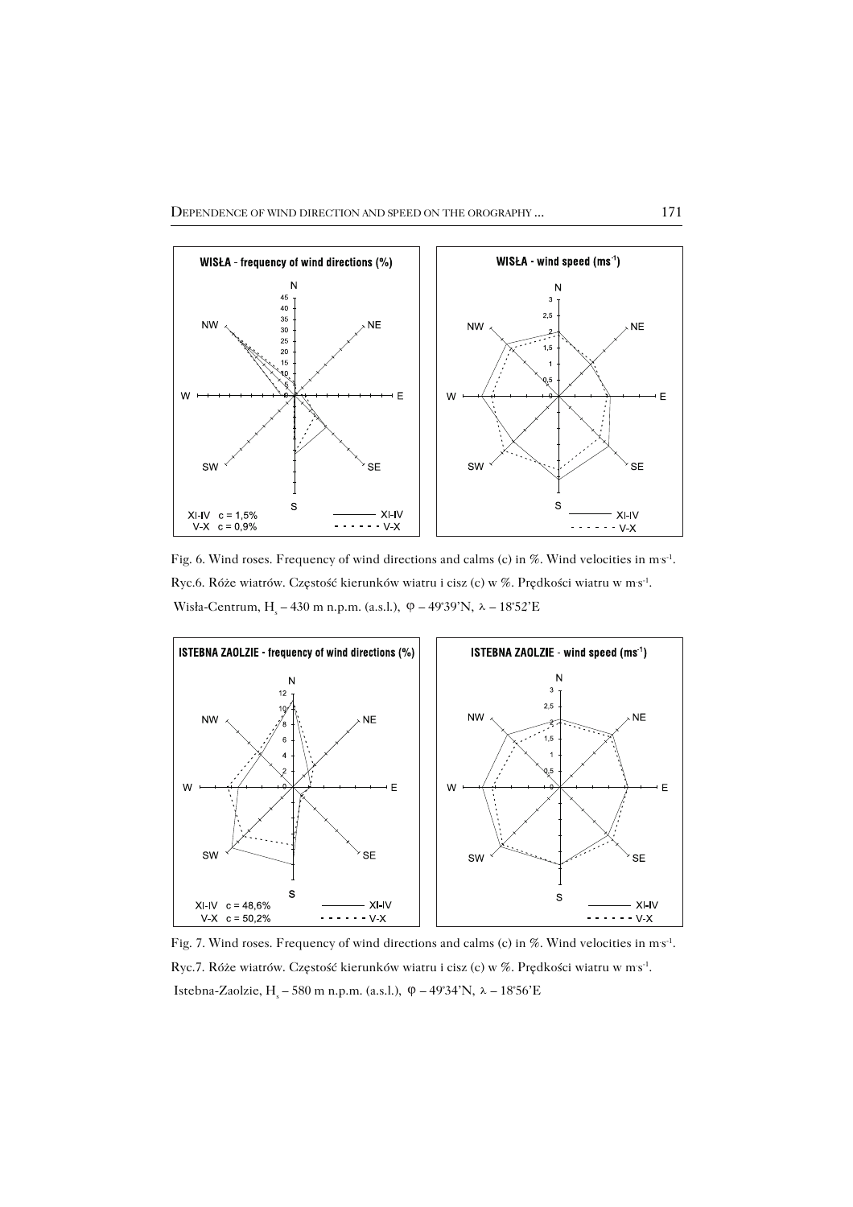WISŁA - frequency of wind directions (%)

N
45
40
35
30
25
20
15
10
5
0
NW NE W E SW SE S

XI-IV c = 1,5%
V-X c = 0,9%

XI-IV
V-X

WISŁA - wind speed ($ms^{-1}$)

N
3
2,5
2
1,5
1
0,5
0
NW NE W E SW SE S

XI-IV
V-X

Fig. 6. Wind roses. Frequency of wind directions and calms (c) in %. Wind velocities in $m \cdot s^{-1}$.

Ryc.6. Róże wiatrów. Częstość kierunków wiatru i cisz (c) w %. Prędkości wiatru w $m \cdot s^{-1}$.

Wisła-Centrum, $H_s$ – 430 m n.p.m. (a.s.l.), $\varphi$ – 49°39'N, $\lambda$ – 18°52'E

ISTEBNA ZAOLZIE - frequency of wind directions (%)

N
12
10
8
6
4
2
0
NW NE W E SW SE S

XI-IV c = 48,6%
V-X c = 50,2%

XI-IV
V-X

ISTEBNA ZAOLZIE - wind speed ($ms^{-1}$)

N
3
2,5
2
1,5
1
0,5
0
NW NE W E SW SE S

XI-IV
V-X

Fig. 7. Wind roses. Frequency of wind directions and calms (c) in %. Wind velocities in $m \cdot s^{-1}$.

Ryc.7. Róże wiatrów. Częstość kierunków wiatru i cisz (c) w %. Prędkości wiatru w $m \cdot s^{-1}$.

Istebna-Zaolzie, $H_s$ – 580 m n.p.m. (a.s.l.), $\varphi$ – 49°34'N, $\lambda$ – 18°56'E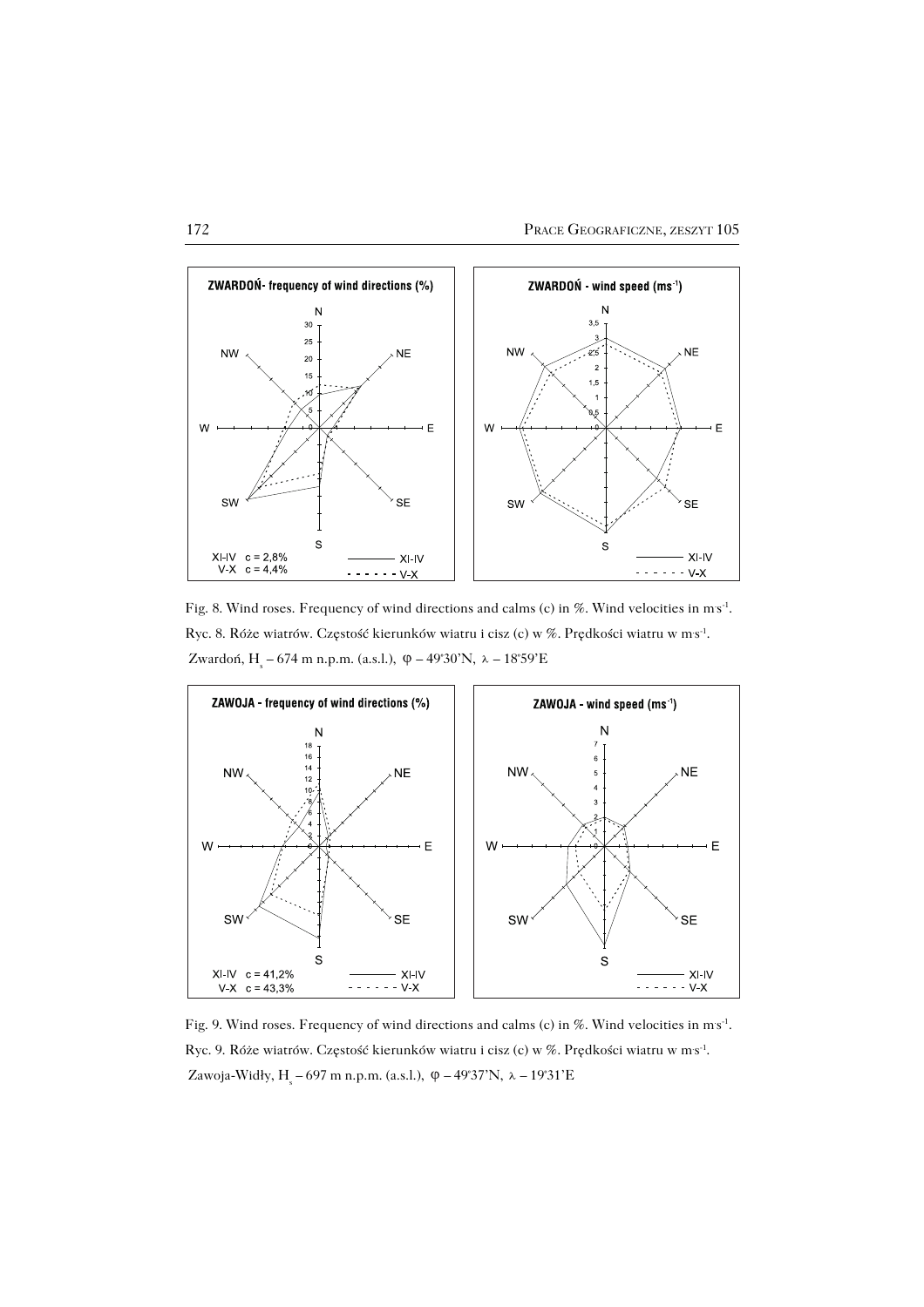ZWARDOŃ- frequency of wind directions (%)

N
30
25
20
15
10
5
0
NW
NE
W
E
SW
SE
S

XI-IV c = 2,8%
V-X c = 4,4%

XI-IV
V-X

ZWARDOŃ - wind speed (ms$^{-1}$)

N
3,5
3
2,5
2
1,5
1
0,5
0
NW
NE
W
E
SW
SE
S

XI-IV
V-X

Fig. 8. Wind roses. Frequency of wind directions and calms (c) in %. Wind velocities in m·s$^{-1}$.

Ryc. 8. Róże wiatrów. Częstość kierunków wiatru i cisz (c) w %. Prędkości wiatru w m·s$^{-1}$.

Zwardoń, $H_s$ – 674 m n.p.m. (a.s.l.), φ – 49°30'N, λ – 18°59'E

ZAWOJA - frequency of wind directions (%)

N
18
16
14
12
10
8
6
4
2
0
NW
NE
W
E
SW
SE
S

XI-IV c = 41,2%
V-X c = 43,3%

XI-IV
V-X

ZAWOJA - wind speed (ms$^{-1}$)

N
7
6
5
4
3
2
1
0
NW
NE
W
E
SW
SE
S

XI-IV
V-X

Fig. 9. Wind roses. Frequency of wind directions and calms (c) in %. Wind velocities in m·s$^{-1}$.

Ryc. 9. Róże wiatrów. Częstość kierunków wiatru i cisz (c) w %. Prędkości wiatru w m·s$^{-1}$.

Zawoja-Widły, $H_s$ – 697 m n.p.m. (a.s.l.), φ – 49°37'N, λ – 19°31'E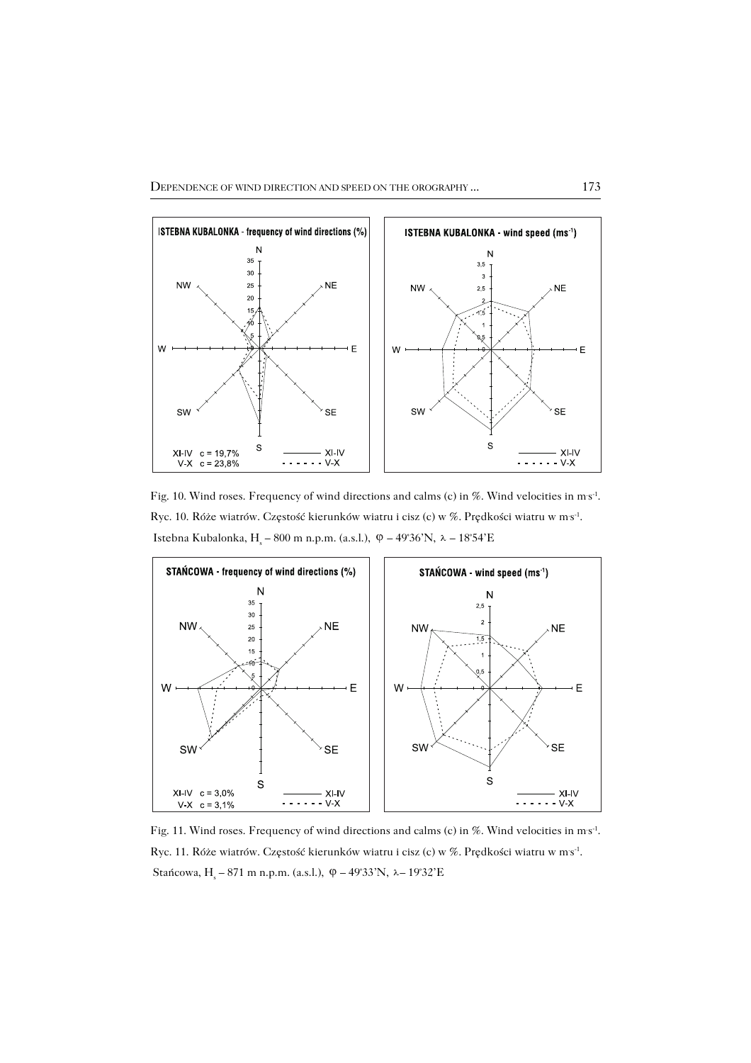ISTEBNA KUBALONKA - frequency of wind directions (%)

N
35
30
25
20
15
10
5
0
NW
NE
W
E
SW
SE
S

XI-IV c = 19,7%
V-X c = 23,8%

XI-IV
V-X

ISTEBNA KUBALONKA - wind speed (ms$^{-1}$)

N
3,5
3
2,5
2
1,5
1
0,5
0
NW
NE
W
E
SW
SE
S

XI-IV
V-X

Fig. 10. Wind roses. Frequency of wind directions and calms (c) in %. Wind velocities in m·s$^{-1}$.

Ryc. 10. Róże wiatrów. Częstość kierunków wiatru i cisz (c) w %. Prędkości wiatru w m·s$^{-1}$.

Istebna Kubalonka, $H_s$ – 800 m n.p.m. (a.s.l.), φ – 49°36'N, λ – 18°54'E

STAŃCOWA - frequency of wind directions (%)

N
35
30
25
20
15
10
5
0
NW
NE
W
E
SW
SE
S

XI-IV c = 3,0%
V-X c = 3,1%

XI-IV
V-X

STAŃCOWA - wind speed (ms$^{-1}$)

N
2,5
2
1,5
1
0,5
0
NW
NE
W
E
SW
SE
S

XI-IV
V-X

Fig. 11. Wind roses. Frequency of wind directions and calms (c) in %. Wind velocities in m·s$^{-1}$.

Ryc. 11. Róże wiatrów. Częstość kierunków wiatru i cisz (c) w %. Prędkości wiatru w m·s$^{-1}$.

Stańcowa, $H_s$ – 871 m n.p.m. (a.s.l.), φ – 49°33'N, λ – 19°32'E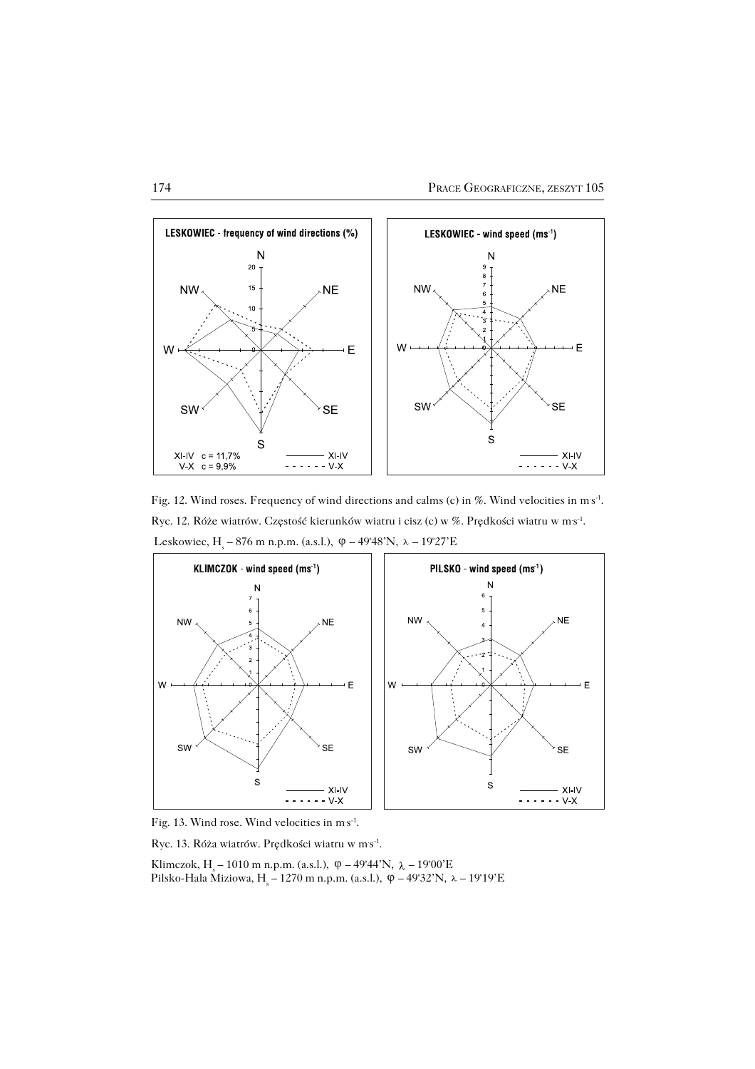LESKOWIEC - frequency of wind directions (%)

N
20
15
10
5
0
NW NE W E SW SE S

XI-IV c = 11,7%
V-X c = 9,9%

XI-IV
V-X

LESKOWIEC - wind speed (ms$^{-1}$)

N
9
8
7
6
5
4
3
2
1
0
NW NE W E SW SE S

XI-IV
V-X

Fig. 12. Wind roses. Frequency of wind directions and calms (c) in %. Wind velocities in m·s$^{-1}$.

Ryc. 12. Róże wiatrów. Częstość kierunków wiatru i cisz (c) w %. Prędkości wiatru w m·s$^{-1}$.

Leskowiec, $H_s$ – 876 m n.p.m. (a.s.l.), φ – 49°48'N, λ – 19°27'E

KLIMCZOK - wind speed (ms$^{-1}$)

N
7
6
5
4
3
2
1
0
NW NE W E SW SE S

XI-IV
V-X

PILSKO - wind speed (ms$^{-1}$)

N
6
5
4
3
2
1
0
NW NE W E SW SE S

XI-IV
V-X

Fig. 13. Wind rose. Wind velocities in m·s$^{-1}$.

Ryc. 13. Róża wiatrów. Prędkości wiatru w m·s$^{-1}$.

Klimczok, $H_s$ – 1010 m n.p.m. (a.s.l.), φ – 49°44'N, λ – 19°00'E
Pilsko-Hala Miziowa, $H_s$ – 1270 m n.p.m. (a.s.l.), φ – 49°32'N, λ – 19°19'E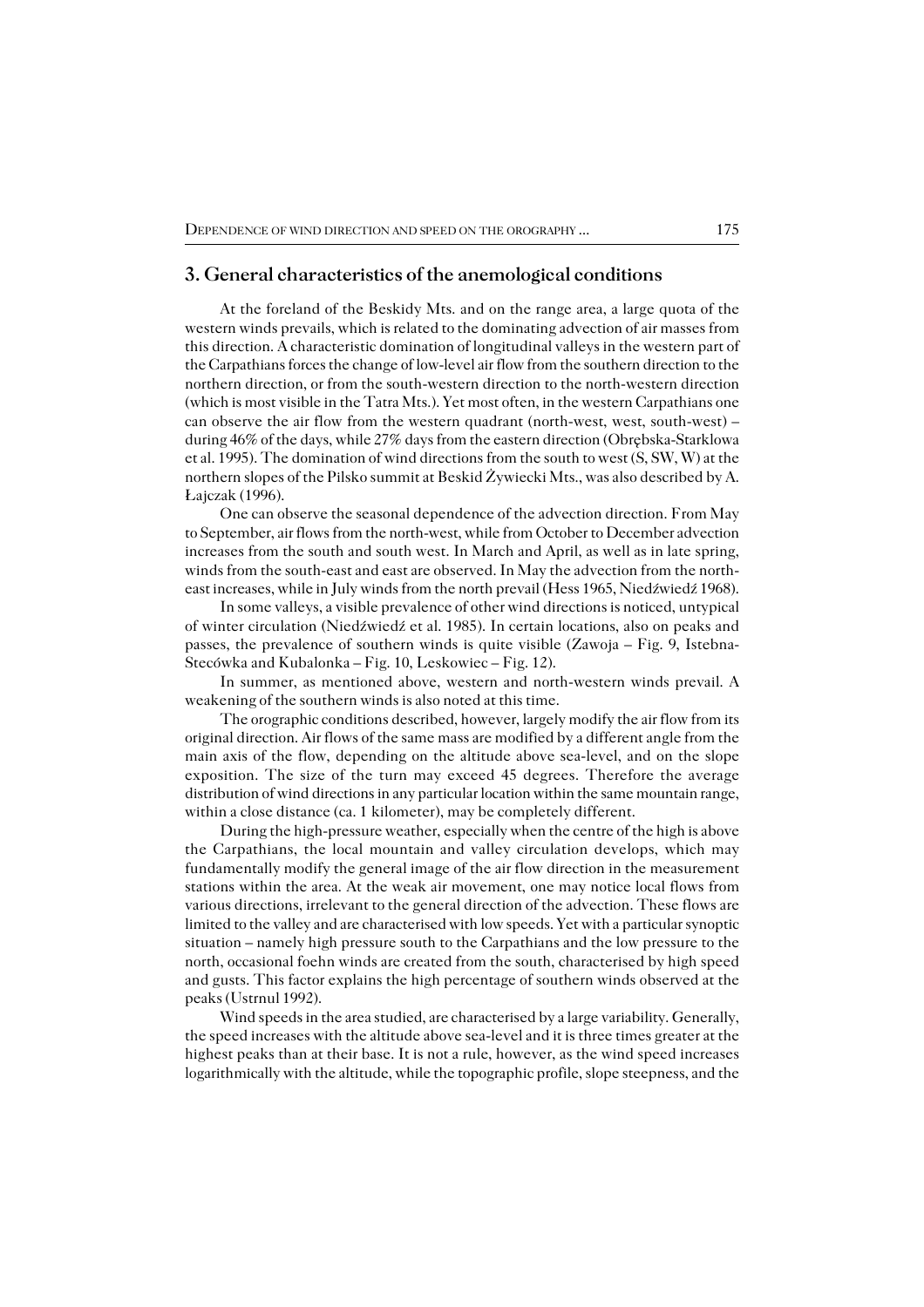## 3. General characteristics of the anemological conditions

At the foreland of the Beskidy Mts. and on the range area, a large quota of the western winds prevails, which is related to the dominating advection of air masses from this direction. A characteristic domination of longitudinal valleys in the western part of the Carpathians forces the change of low-level air flow from the southern direction to the northern direction, or from the south-western direction to the north-western direction (which is most visible in the Tatra Mts.). Yet most often, in the western Carpathians one can observe the air flow from the western quadrant (north-west, west, south-west) – during 46% of the days, while 27% days from the eastern direction (Obrębska-Starklowa et al. 1995). The domination of wind directions from the south to west (S, SW, W) at the northern slopes of the Pilsko summit at Beskid Żywiecki Mts., was also described by A. Łajczak (1996).

One can observe the seasonal dependence of the advection direction. From May to September, air flows from the north-west, while from October to December advection increases from the south and south west. In March and April, as well as in late spring, winds from the south-east and east are observed. In May the advection from the north-east increases, while in July winds from the north prevail (Hess 1965, Niedźwiedź 1968).

In some valleys, a visible prevalence of other wind directions is noticed, untypical of winter circulation (Niedźwiedź et al. 1985). In certain locations, also on peaks and passes, the prevalence of southern winds is quite visible (Zawoja – Fig. 9, Istebna-Stecówka and Kubalonka – Fig. 10, Leskowiec – Fig. 12).

In summer, as mentioned above, western and north-western winds prevail. A weakening of the southern winds is also noted at this time.

The orographic conditions described, however, largely modify the air flow from its original direction. Air flows of the same mass are modified by a different angle from the main axis of the flow, depending on the altitude above sea-level, and on the slope exposition. The size of the turn may exceed 45 degrees. Therefore the average distribution of wind directions in any particular location within the same mountain range, within a close distance (ca. 1 kilometer), may be completely different.

During the high-pressure weather, especially when the centre of the high is above the Carpathians, the local mountain and valley circulation develops, which may fundamentally modify the general image of the air flow direction in the measurement stations within the area. At the weak air movement, one may notice local flows from various directions, irrelevant to the general direction of the advection. These flows are limited to the valley and are characterised with low speeds. Yet with a particular synoptic situation – namely high pressure south to the Carpathians and the low pressure to the north, occasional foehn winds are created from the south, characterised by high speed and gusts. This factor explains the high percentage of southern winds observed at the peaks (Ustrnul 1992).

Wind speeds in the area studied, are characterised by a large variability. Generally, the speed increases with the altitude above sea-level and it is three times greater at the highest peaks than at their base. It is not a rule, however, as the wind speed increases logarithmically with the altitude, while the topographic profile, slope steepness, and the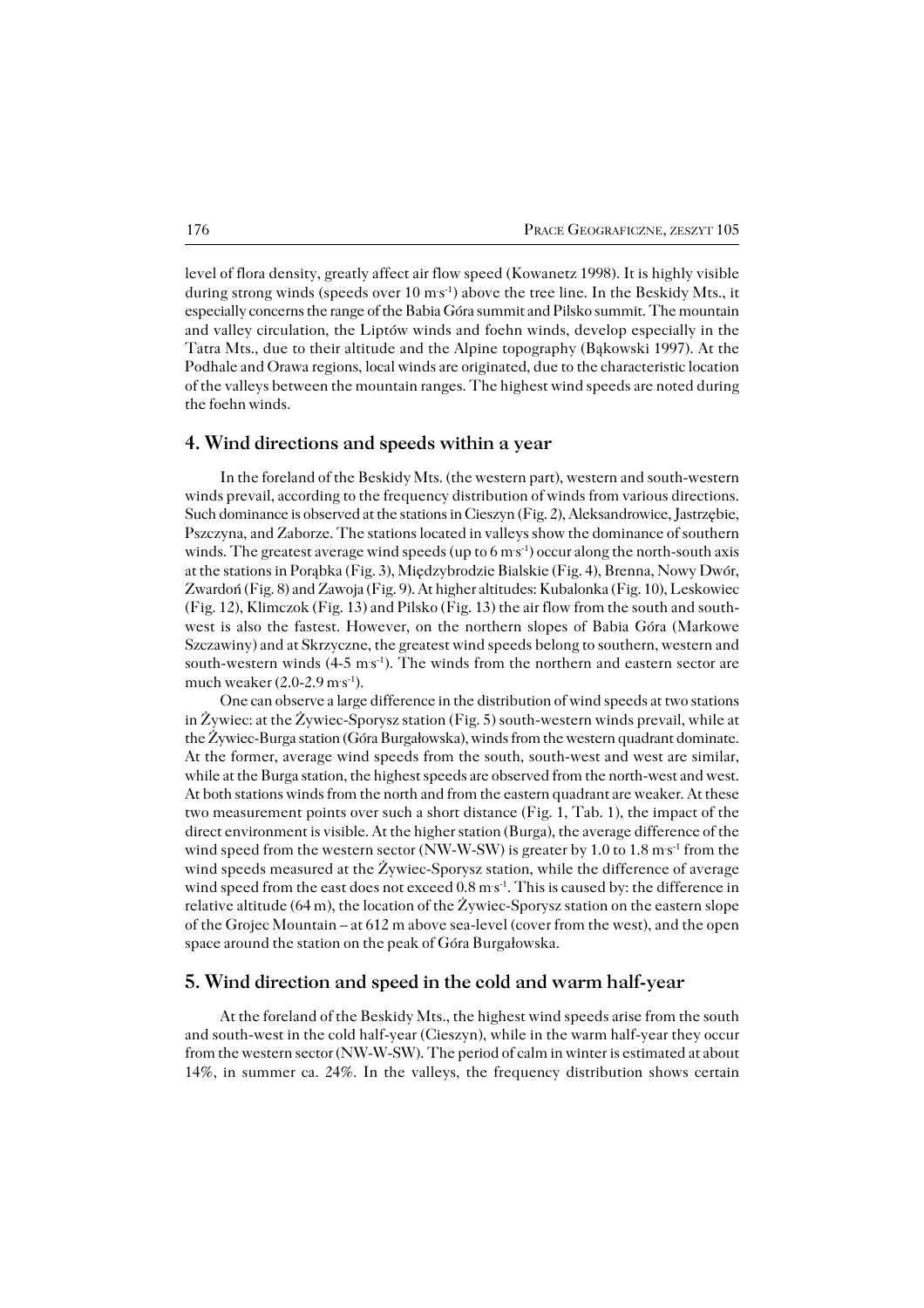level of flora density, greatly affect air flow speed (Kowanetz 1998). It is highly visible during strong winds (speeds over 10 $m \cdot s^{-1}$) above the tree line. In the Beskidy Mts., it especially concerns the range of the Babia Góra summit and Pilsko summit. The mountain and valley circulation, the Liptów winds and foehn winds, develop especially in the Tatra Mts., due to their altitude and the Alpine topography (Bąkowski 1997). At the Podhale and Orawa regions, local winds are originated, due to the characteristic location of the valleys between the mountain ranges. The highest wind speeds are noted during the foehn winds.

## 4. Wind directions and speeds within a year

In the foreland of the Beskidy Mts. (the western part), western and south-western winds prevail, according to the frequency distribution of winds from various directions. Such dominance is observed at the stations in Cieszyn (Fig. 2), Aleksandrowice, Jastrzębie, Pszczyna, and Zaborze. The stations located in valleys show the dominance of southern winds. The greatest average wind speeds (up to 6 $m \cdot s^{-1}$) occur along the north-south axis at the stations in Porąbka (Fig. 3), Międzybrodzie Bialskie (Fig. 4), Brenna, Nowy Dwór, Zwardoń (Fig. 8) and Zawoja (Fig. 9). At higher altitudes: Kubalonka (Fig. 10), Leskowiec (Fig. 12), Klimczok (Fig. 13) and Pilsko (Fig. 13) the air flow from the south and south-west is also the fastest. However, on the northern slopes of Babia Góra (Markowe Szczawiny) and at Skrzyczne, the greatest wind speeds belong to southern, western and south-western winds (4-5 $m \cdot s^{-1}$). The winds from the northern and eastern sector are much weaker (2.0-2.9 $m \cdot s^{-1}$).

One can observe a large difference in the distribution of wind speeds at two stations in Żywiec: at the Żywiec-Sporysz station (Fig. 5) south-western winds prevail, while at the Żywiec-Burga station (Góra Burgałowska), winds from the western quadrant dominate. At the former, average wind speeds from the south, south-west and west are similar, while at the Burga station, the highest speeds are observed from the north-west and west. At both stations winds from the north and from the eastern quadrant are weaker. At these two measurement points over such a short distance (Fig. 1, Tab. 1), the impact of the direct environment is visible. At the higher station (Burga), the average difference of the wind speed from the western sector (NW-W-SW) is greater by 1.0 to 1.8 $m \cdot s^{-1}$ from the wind speeds measured at the Żywiec-Sporysz station, while the difference of average wind speed from the east does not exceed 0.8 $m \cdot s^{-1}$. This is caused by: the difference in relative altitude (64 m), the location of the Żywiec-Sporysz station on the eastern slope of the Grojec Mountain – at 612 m above sea-level (cover from the west), and the open space around the station on the peak of Góra Burgałowska.

## 5. Wind direction and speed in the cold and warm half-year

At the foreland of the Beskidy Mts., the highest wind speeds arise from the south and south-west in the cold half-year (Cieszyn), while in the warm half-year they occur from the western sector (NW-W-SW). The period of calm in winter is estimated at about 14%, in summer ca. 24%. In the valleys, the frequency distribution shows certain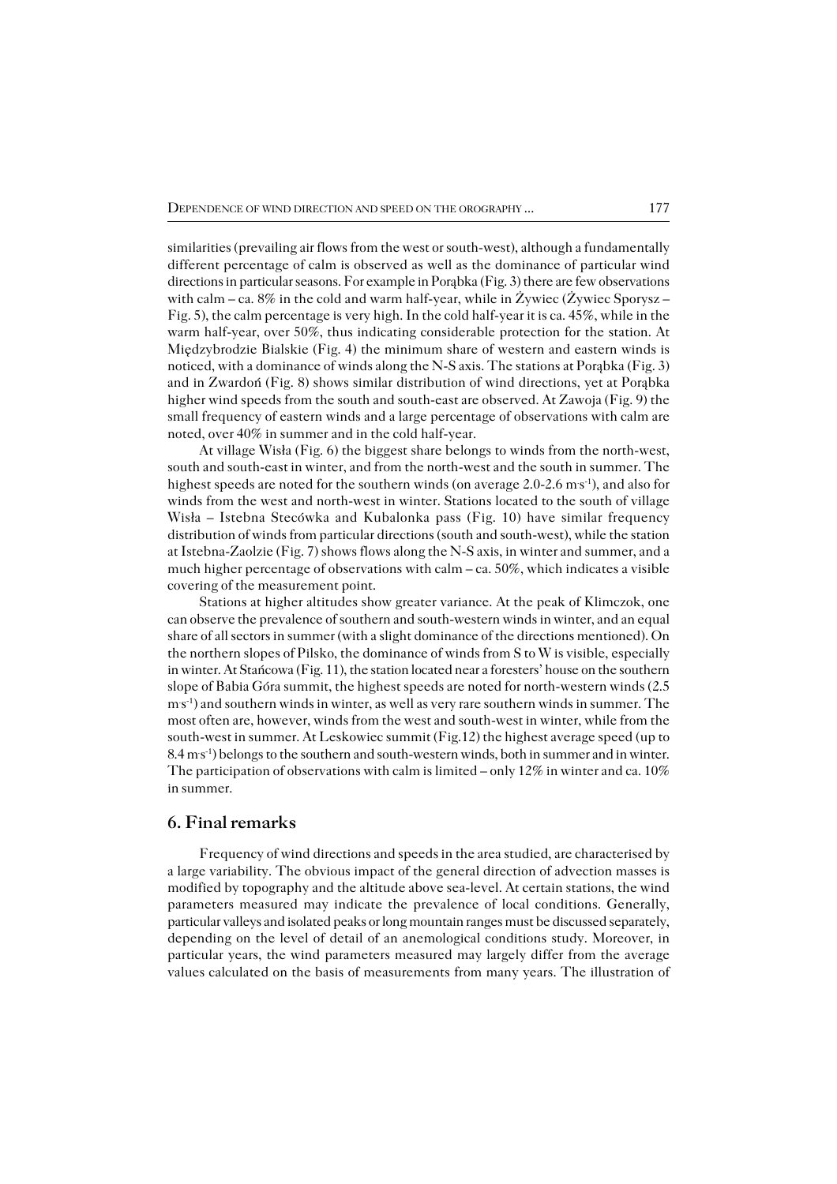similarities (prevailing air flows from the west or south-west), although a fundamentally different percentage of calm is observed as well as the dominance of particular wind directions in particular seasons. For example in Porąbka (Fig. 3) there are few observations with calm – ca. 8% in the cold and warm half-year, while in Żywiec (Żywiec Sporysz – Fig. 5), the calm percentage is very high. In the cold half-year it is ca. 45%, while in the warm half-year, over 50%, thus indicating considerable protection for the station. At Międzybrodzie Bialskie (Fig. 4) the minimum share of western and eastern winds is noticed, with a dominance of winds along the N-S axis. The stations at Porąbka (Fig. 3) and in Zwardoń (Fig. 8) shows similar distribution of wind directions, yet at Porąbka higher wind speeds from the south and south-east are observed. At Zawoja (Fig. 9) the small frequency of eastern winds and a large percentage of observations with calm are noted, over 40% in summer and in the cold half-year.

At village Wisła (Fig. 6) the biggest share belongs to winds from the north-west, south and south-east in winter, and from the north-west and the south in summer. The highest speeds are noted for the southern winds (on average 2.0-2.6 $m \cdot s^{-1}$), and also for winds from the west and north-west in winter. Stations located to the south of village Wisła – Istebna Stecówka and Kubalonka pass (Fig. 10) have similar frequency distribution of winds from particular directions (south and south-west), while the station at Istebna-Zaolzie (Fig. 7) shows flows along the N-S axis, in winter and summer, and a much higher percentage of observations with calm – ca. 50%, which indicates a visible covering of the measurement point.

Stations at higher altitudes show greater variance. At the peak of Klimczok, one can observe the prevalence of southern and south-western winds in winter, and an equal share of all sectors in summer (with a slight dominance of the directions mentioned). On the northern slopes of Pilsko, the dominance of winds from S to W is visible, especially in winter. At Stańcowa (Fig. 11), the station located near a foresters' house on the southern slope of Babia Góra summit, the highest speeds are noted for north-western winds (2.5 $m \cdot s^{-1}$) and southern winds in winter, as well as very rare southern winds in summer. The most often are, however, winds from the west and south-west in winter, while from the south-west in summer. At Leskowiec summit (Fig.12) the highest average speed (up to 8.4 $m \cdot s^{-1}$) belongs to the southern and south-western winds, both in summer and in winter. The participation of observations with calm is limited – only 12% in winter and ca. 10% in summer.

## 6. Final remarks

Frequency of wind directions and speeds in the area studied, are characterised by a large variability. The obvious impact of the general direction of advection masses is modified by topography and the altitude above sea-level. At certain stations, the wind parameters measured may indicate the prevalence of local conditions. Generally, particular valleys and isolated peaks or long mountain ranges must be discussed separately, depending on the level of detail of an anemological conditions study. Moreover, in particular years, the wind parameters measured may largely differ from the average values calculated on the basis of measurements from many years. The illustration of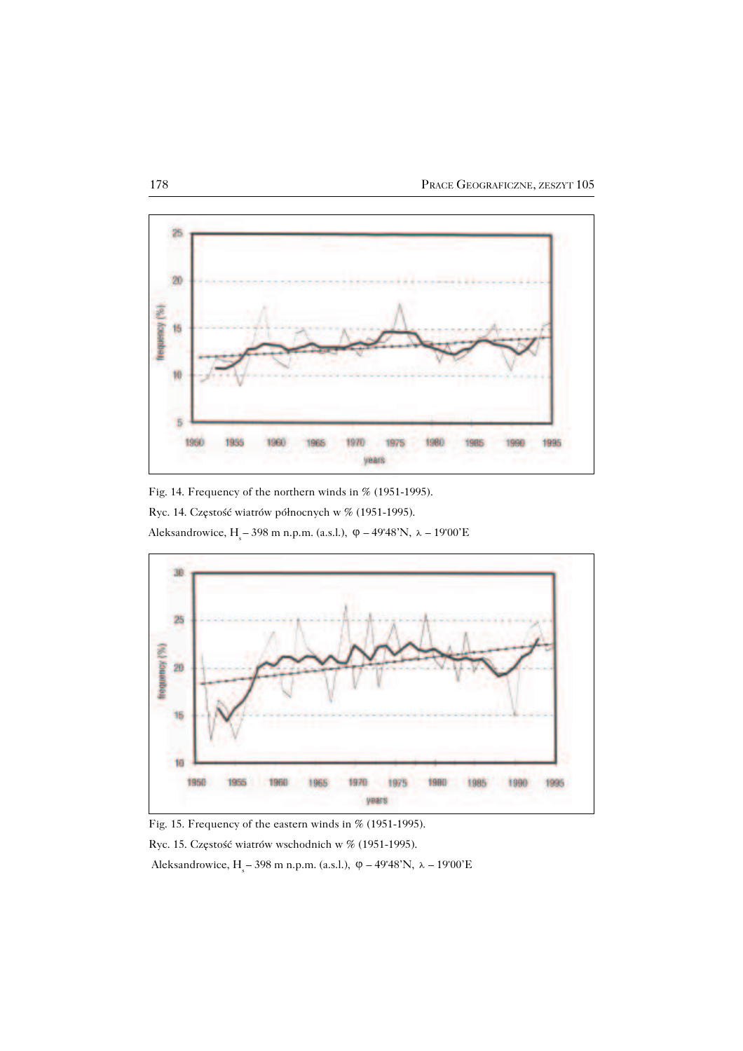Fig. 14. Frequency of the northern winds in % (1951-1995).

Ryc. 14. Częstość wiatrów północnych w % (1951-1995).

Aleksandrowice, $H_s$ – 398 m n.p.m. (a.s.l.), φ – 49°48'N, λ – 19°00'E

Fig. 15. Frequency of the eastern winds in % (1951-1995).

Ryc. 15. Częstość wiatrów wschodnich w % (1951-1995).

Aleksandrowice, $H_s$ – 398 m n.p.m. (a.s.l.), φ – 49°48'N, λ – 19°00'E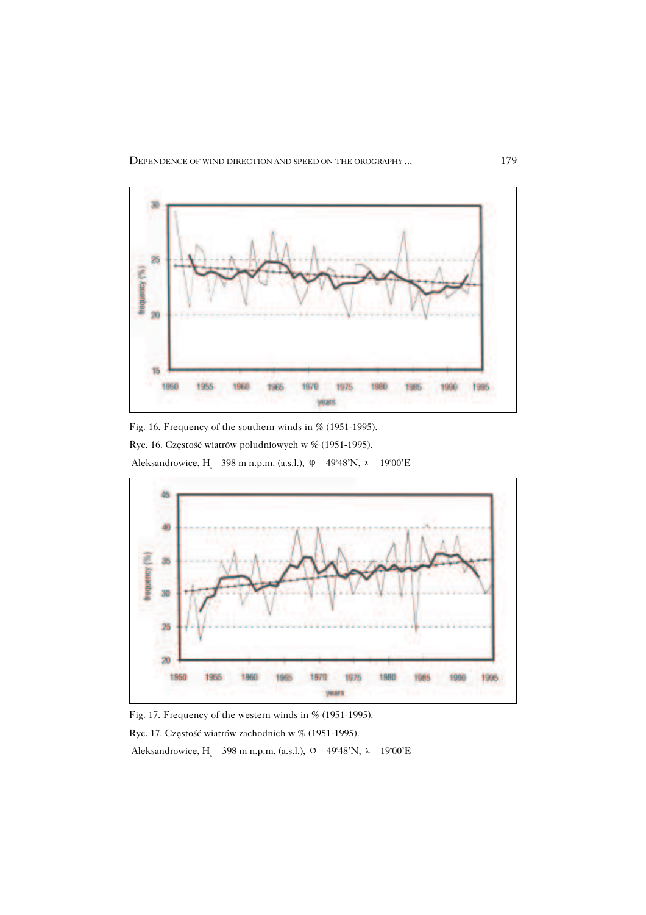30

25

20

15

frequency (%)

1950 1955 1960 1965 1970 1975 1980 1985 1990 1995

years

Fig. 16. Frequency of the southern winds in % (1951-1995).

Ryc. 16. Częstość wiatrów południowych w % (1951-1995).

Aleksandrowice, $H_s$ – 398 m n.p.m. (a.s.l.), φ – 49°48'N, λ – 19°00'E

45

40

35

30

25

20

frequency (%)

1950 1955 1960 1965 1970 1975 1980 1985 1990 1995

years

Fig. 17. Frequency of the western winds in % (1951-1995).

Ryc. 17. Częstość wiatrów zachodnich w % (1951-1995).

Aleksandrowice, $H_s$ – 398 m n.p.m. (a.s.l.), φ – 49°48'N, λ – 19°00'E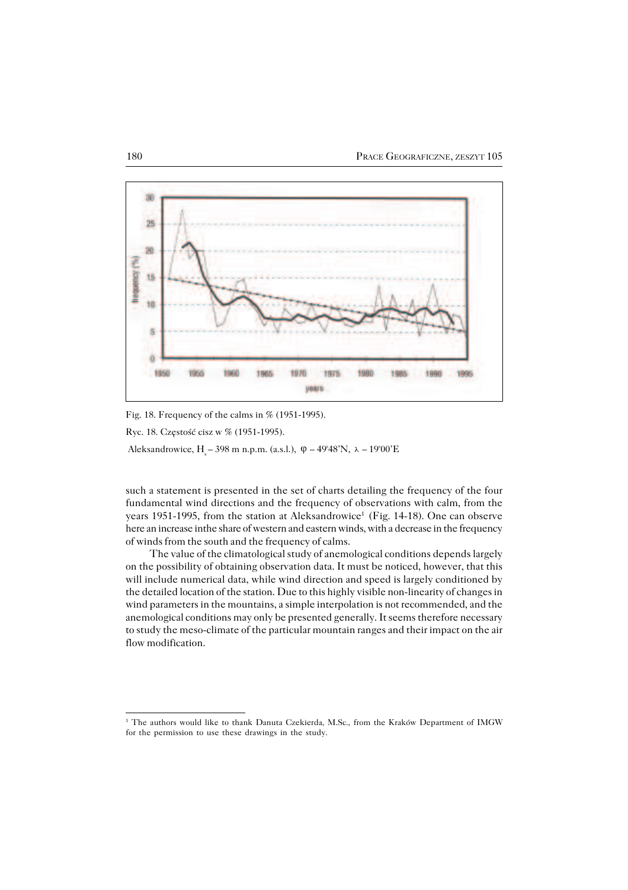30
25
20
15
10
5
0
frequency (%)
1950 1955 1960 1965 1970 1975 1980 1985 1990 1995
years

Fig. 18. Frequency of the calms in % (1951-1995).

Ryc. 18. Częstość cisz w % (1951-1995).

Aleksandrowice, $H_s$ – 398 m n.p.m. (a.s.l.), φ – 49°48'N, λ – 19°00'E

such a statement is presented in the set of charts detailing the frequency of the four fundamental wind directions and the frequency of observations with calm, from the years 1951-1995, from the station at Aleksandrowice[1] (Fig. 14-18). One can observe here an increase inthe share of western and eastern winds, with a decrease in the frequency of winds from the south and the frequency of calms.

The value of the climatological study of anemological conditions depends largely on the possibility of obtaining observation data. It must be noticed, however, that this will include numerical data, while wind direction and speed is largely conditioned by the detailed location of the station. Due to this highly visible non-linearity of changes in wind parameters in the mountains, a simple interpolation is not recommended, and the anemological conditions may only be presented generally. It seems therefore necessary to study the meso-climate of the particular mountain ranges and their impact on the air flow modification.

[1] The authors would like to thank Danuta Czekierda, M.Sc., from the Kraków Department of IMGW for the permission to use these drawings in the study.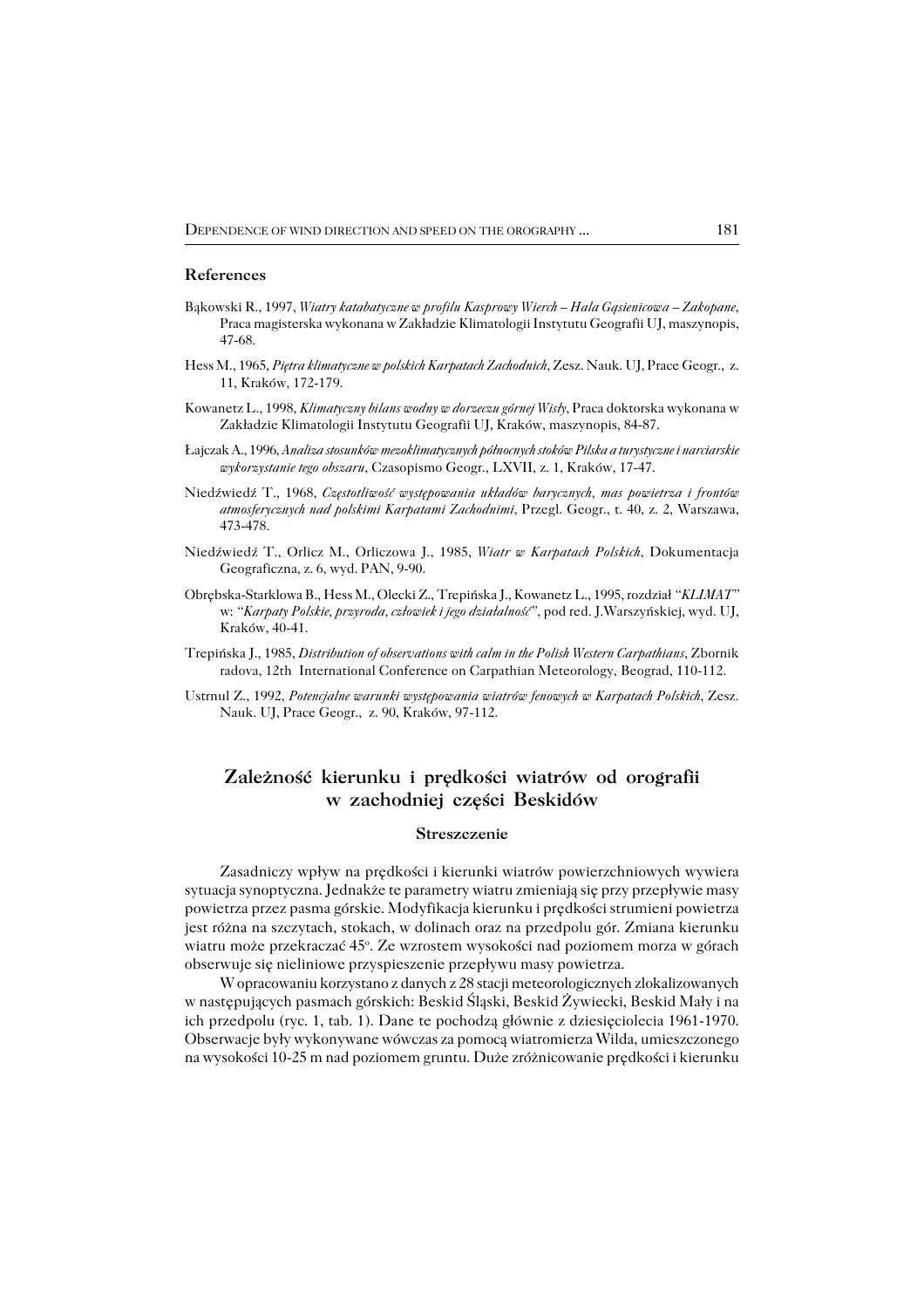## References

Bąkowski R., 1997, *Wiatry katabatyczne w profilu Kasprowy Wierch – Hala Gąsienicowa – Zakopane*, Praca magisterska wykonana w Zakładzie Klimatologii Instytutu Geografii UJ, maszynopis, 47-68.

Hess M., 1965, *Piętra klimatyczne w polskich Karpatach Zachodnich*, Zesz. Nauk. UJ, Prace Geogr., z. 11, Kraków, 172-179.

Kowanetz L., 1998, *Klimatyczny bilans wodny w dorzeczu górnej Wisły*, Praca doktorska wykonana w Zakładzie Klimatologii Instytutu Geografii UJ, Kraków, maszynopis, 84-87.

Łajczak A., 1996, *Analiza stosunków mezoklimatycznych północnych stoków Pilska a turystyczne i narciarskie wykorzystanie tego obszaru*, Czasopismo Geogr., LXVII, z. 1, Kraków, 17-47.

Niedźwiedź T., 1968, *Częstotliwość występowania układów barycznych, mas powietrza i frontów atmosferycznych nad polskimi Karpatami Zachodnimi*, Przegl. Geogr., t. 40, z. 2, Warszawa, 473-478.

Niedźwiedź T., Orlicz M., Orliczowa J., 1985, *Wiatr w Karpatach Polskich*, Dokumentacja Geograficzna, z. 6, wyd. PAN, 9-90.

Obrębska-Starklowa B., Hess M., Olecki Z., Trepińska J., Kowanetz L., 1995, rozdział "*KLIMAT*" w: "*Karpaty Polskie, przyroda, człowiek i jego działalność*", pod red. J.Warszyńskiej, wyd. UJ, Kraków, 40-41.

Trepińska J., 1985, *Distribution of observations with calm in the Polish Western Carpathians*, Zbornik radova, 12th International Conference on Carpathian Meteorology, Beograd, 110-112.

Ustrnul Z., 1992, *Potencjalne warunki występowania wiatrów fenowych w Karpatach Polskich*, Zesz. Nauk. UJ, Prace Geogr., z. 90, Kraków, 97-112.

## Zależność kierunku i prędkości wiatrów od orografii w zachodniej części Beskidów

### Streszczenie

Zasadniczy wpływ na prędkości i kierunki wiatrów powierzchniowych wywiera sytuacja synoptyczna. Jednakże te parametry wiatru zmieniają się przy przepływie masy powietrza przez pasma górskie. Modyfikacja kierunku i prędkości strumieni powietrza jest różna na szczytach, stokach, w dolinach oraz na przedpolu gór. Zmiana kierunku wiatru może przekraczać 45°. Ze wzrostem wysokości nad poziomem morza w górach obserwuje się nieliniowe przyspieszenie przepływu masy powietrza.

W opracowaniu korzystano z danych z 28 stacji meteorologicznych zlokalizowanych w następujących pasmach górskich: Beskid Śląski, Beskid Żywiecki, Beskid Mały i na ich przedpolu (ryc. 1, tab. 1). Dane te pochodzą głównie z dziesięciolecia 1961-1970. Obserwacje były wykonywane wówczas za pomocą wiatromierza Wilda, umieszczonego na wysokości 10-25 m nad poziomem gruntu. Duże zróżnicowanie prędkości i kierunku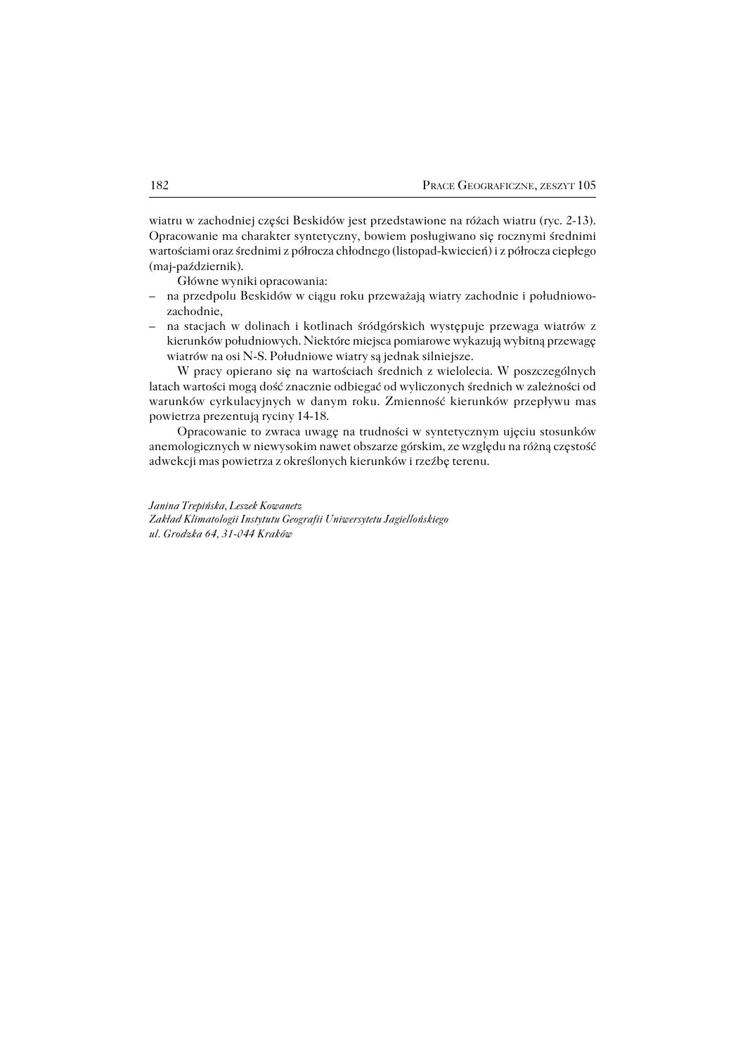wiatru w zachodniej części Beskidów jest przedstawione na różach wiatru (ryc. 2-13). Opracowanie ma charakter syntetyczny, bowiem posługiwano się rocznymi średnimi wartościami oraz średnimi z półrocza chłodnego (listopad-kwiecień) i z półrocza ciepłego (maj-październik).

Główne wyniki opracowania:

– na przedpolu Beskidów w ciągu roku przeważają wiatry zachodnie i południowo-zachodnie,
– na stacjach w dolinach i kotlinach śródgórskich występuje przewaga wiatrów z kierunków południowych. Niektóre miejsca pomiarowe wykazują wybitną przewagę wiatrów na osi N-S. Południowe wiatry są jednak silniejsze.

W pracy opierano się na wartościach średnich z wielolecia. W poszczególnych latach wartości mogą dość znacznie odbiegać od wyliczonych średnich w zależności od warunków cyrkulacyjnych w danym roku. Zmienność kierunków przepływu mas powietrza prezentują ryciny 14-18.

Opracowanie to zwraca uwagę na trudności w syntetycznym ujęciu stosunków anemologicznych w niewysokim nawet obszarze górskim, ze względu na różną częstość adwekcji mas powietrza z określonych kierunków i rzeźbę terenu.

*Janina Trepińska, Leszek Kowanetz*
*Zakład Klimatologii Instytutu Geografii Uniwersytetu Jagiellońskiego*
*ul. Grodzka 64, 31-044 Kraków*